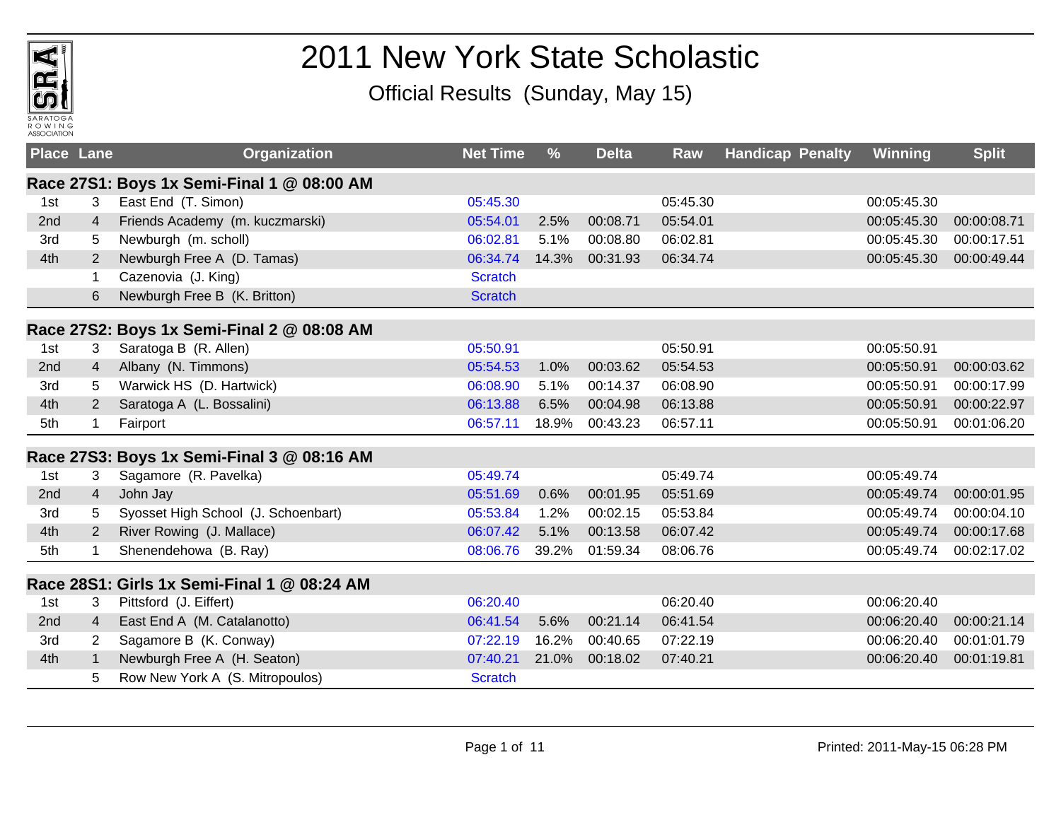# 2011 New York State Scholastic

## Official Results (Sunday, May 15)

| Place | Lane | Organization | Net Time | % | Delta | Raw | Handicap | Penalty | Winning | Split |
|---|---|---|---|---|---|---|---|---|---|---|
| **Race 27S1: Boys 1x Semi-Final 1 @ 08:00 AM** | | | | | | | | | | |
| 1st | 3 | East End (T. Simon) | 05:45.30 | | | 05:45.30 | | | 00:05:45.30 | |
| 2nd | 4 | Friends Academy (m. kuczmarski) | 05:54.01 | 2.5% | 00:08.71 | 05:54.01 | | | 00:05:45.30 | 00:00:08.71 |
| 3rd | 5 | Newburgh (m. scholl) | 06:02.81 | 5.1% | 00:08.80 | 06:02.81 | | | 00:05:45.30 | 00:00:17.51 |
| 4th | 2 | Newburgh Free A (D. Tamas) | 06:34.74 | 14.3% | 00:31.93 | 06:34.74 | | | 00:05:45.30 | 00:00:49.44 |
| | 1 | Cazenovia (J. King) | Scratch | | | | | | | |
| | 6 | Newburgh Free B (K. Britton) | Scratch | | | | | | | |
| **Race 27S2: Boys 1x Semi-Final 2 @ 08:08 AM** | | | | | | | | | | |
| 1st | 3 | Saratoga B (R. Allen) | 05:50.91 | | | 05:50.91 | | | 00:05:50.91 | |
| 2nd | 4 | Albany (N. Timmons) | 05:54.53 | 1.0% | 00:03.62 | 05:54.53 | | | 00:05:50.91 | 00:00:03.62 |
| 3rd | 5 | Warwick HS (D. Hartwick) | 06:08.90 | 5.1% | 00:14.37 | 06:08.90 | | | 00:05:50.91 | 00:00:17.99 |
| 4th | 2 | Saratoga A (L. Bossalini) | 06:13.88 | 6.5% | 00:04.98 | 06:13.88 | | | 00:05:50.91 | 00:00:22.97 |
| 5th | 1 | Fairport | 06:57.11 | 18.9% | 00:43.23 | 06:57.11 | | | 00:05:50.91 | 00:01:06.20 |
| **Race 27S3: Boys 1x Semi-Final 3 @ 08:16 AM** | | | | | | | | | | |
| 1st | 3 | Sagamore (R. Pavelka) | 05:49.74 | | | 05:49.74 | | | 00:05:49.74 | |
| 2nd | 4 | John Jay | 05:51.69 | 0.6% | 00:01.95 | 05:51.69 | | | 00:05:49.74 | 00:00:01.95 |
| 3rd | 5 | Syosset High School (J. Schoenbart) | 05:53.84 | 1.2% | 00:02.15 | 05:53.84 | | | 00:05:49.74 | 00:00:04.10 |
| 4th | 2 | River Rowing (J. Mallace) | 06:07.42 | 5.1% | 00:13.58 | 06:07.42 | | | 00:05:49.74 | 00:00:17.68 |
| 5th | 1 | Shenendehowa (B. Ray) | 08:06.76 | 39.2% | 01:59.34 | 08:06.76 | | | 00:05:49.74 | 00:02:17.02 |
| **Race 28S1: Girls 1x Semi-Final 1 @ 08:24 AM** | | | | | | | | | | |
| 1st | 3 | Pittsford (J. Eiffert) | 06:20.40 | | | 06:20.40 | | | 00:06:20.40 | |
| 2nd | 4 | East End A (M. Catalanotto) | 06:41.54 | 5.6% | 00:21.14 | 06:41.54 | | | 00:06:20.40 | 00:00:21.14 |
| 3rd | 2 | Sagamore B (K. Conway) | 07:22.19 | 16.2% | 00:40.65 | 07:22.19 | | | 00:06:20.40 | 00:01:01.79 |
| 4th | 1 | Newburgh Free A (H. Seaton) | 07:40.21 | 21.0% | 00:18.02 | 07:40.21 | | | 00:06:20.40 | 00:01:19.81 |
| | 5 | Row New York A (S. Mitropoulos) | Scratch | | | | | | | |

Printed: 2011-May-15 06:28 PM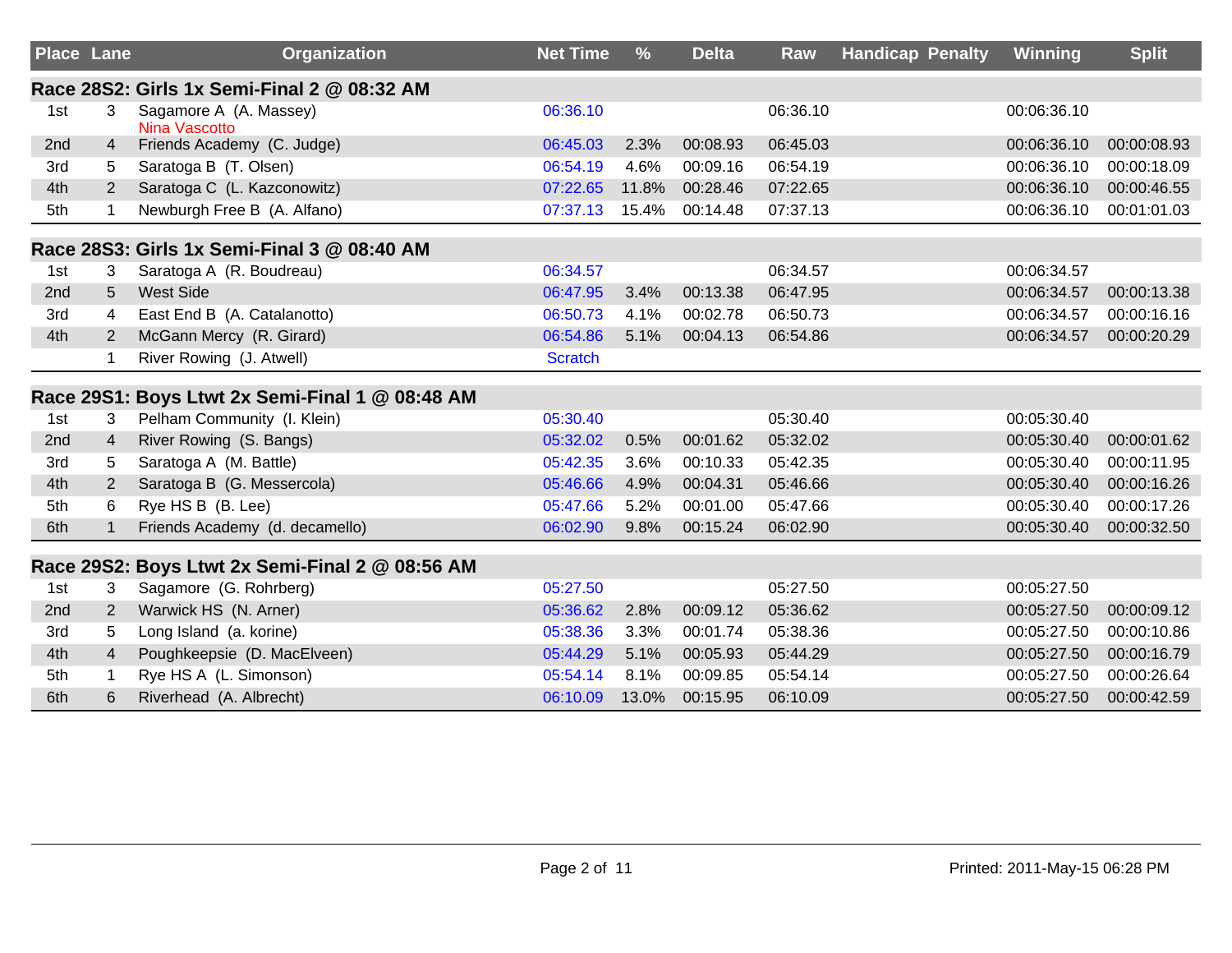| Place | Lane | Organization | Net Time | % | Delta | Raw | Handicap | Penalty | Winning | Split |
|---|---|---|---|---|---|---|---|---|---|---|
| **Race 28S2: Girls 1x Semi-Final 2 @ 08:32 AM** | | | | | | | | | | |
| 1st | 3 | Sagamore A (A. Massey)<br>Nina Vascotto | 06:36.10 | | | 06:36.10 | | | 00:06:36.10 | |
| 2nd | 4 | Friends Academy (C. Judge) | 06:45.03 | 2.3% | 00:08.93 | 06:45.03 | | | 00:06:36.10 | 00:00:08.93 |
| 3rd | 5 | Saratoga B (T. Olsen) | 06:54.19 | 4.6% | 00:09.16 | 06:54.19 | | | 00:06:36.10 | 00:00:18.09 |
| 4th | 2 | Saratoga C (L. Kazconowitz) | 07:22.65 | 11.8% | 00:28.46 | 07:22.65 | | | 00:06:36.10 | 00:00:46.55 |
| 5th | 1 | Newburgh Free B (A. Alfano) | 07:37.13 | 15.4% | 00:14.48 | 07:37.13 | | | 00:06:36.10 | 00:01:01.03 |
| **Race 28S3: Girls 1x Semi-Final 3 @ 08:40 AM** | | | | | | | | | | |
| 1st | 3 | Saratoga A (R. Boudreau) | 06:34.57 | | | 06:34.57 | | | 00:06:34.57 | |
| 2nd | 5 | West Side | 06:47.95 | 3.4% | 00:13.38 | 06:47.95 | | | 00:06:34.57 | 00:00:13.38 |
| 3rd | 4 | East End B (A. Catalanotto) | 06:50.73 | 4.1% | 00:02.78 | 06:50.73 | | | 00:06:34.57 | 00:00:16.16 |
| 4th | 2 | McGann Mercy (R. Girard) | 06:54.86 | 5.1% | 00:04.13 | 06:54.86 | | | 00:06:34.57 | 00:00:20.29 |
| | 1 | River Rowing (J. Atwell) | Scratch | | | | | | | |
| **Race 29S1: Boys Ltwt 2x Semi-Final 1 @ 08:48 AM** | | | | | | | | | | |
| 1st | 3 | Pelham Community (I. Klein) | 05:30.40 | | | 05:30.40 | | | 00:05:30.40 | |
| 2nd | 4 | River Rowing (S. Bangs) | 05:32.02 | 0.5% | 00:01.62 | 05:32.02 | | | 00:05:30.40 | 00:00:01.62 |
| 3rd | 5 | Saratoga A (M. Battle) | 05:42.35 | 3.6% | 00:10.33 | 05:42.35 | | | 00:05:30.40 | 00:00:11.95 |
| 4th | 2 | Saratoga B (G. Messercola) | 05:46.66 | 4.9% | 00:04.31 | 05:46.66 | | | 00:05:30.40 | 00:00:16.26 |
| 5th | 6 | Rye HS B (B. Lee) | 05:47.66 | 5.2% | 00:01.00 | 05:47.66 | | | 00:05:30.40 | 00:00:17.26 |
| 6th | 1 | Friends Academy (d. decamello) | 06:02.90 | 9.8% | 00:15.24 | 06:02.90 | | | 00:05:30.40 | 00:00:32.50 |
| **Race 29S2: Boys Ltwt 2x Semi-Final 2 @ 08:56 AM** | | | | | | | | | | |
| 1st | 3 | Sagamore (G. Rohrberg) | 05:27.50 | | | 05:27.50 | | | 00:05:27.50 | |
| 2nd | 2 | Warwick HS (N. Arner) | 05:36.62 | 2.8% | 00:09.12 | 05:36.62 | | | 00:05:27.50 | 00:00:09.12 |
| 3rd | 5 | Long Island (a. korine) | 05:38.36 | 3.3% | 00:01.74 | 05:38.36 | | | 00:05:27.50 | 00:00:10.86 |
| 4th | 4 | Poughkeepsie (D. MacElveen) | 05:44.29 | 5.1% | 00:05.93 | 05:44.29 | | | 00:05:27.50 | 00:00:16.79 |
| 5th | 1 | Rye HS A (L. Simonson) | 05:54.14 | 8.1% | 00:09.85 | 05:54.14 | | | 00:05:27.50 | 00:00:26.64 |
| 6th | 6 | Riverhead (A. Albrecht) | 06:10.09 | 13.0% | 00:15.95 | 06:10.09 | | | 00:05:27.50 | 00:00:42.59 |

Printed: 2011-May-15 06:28 PM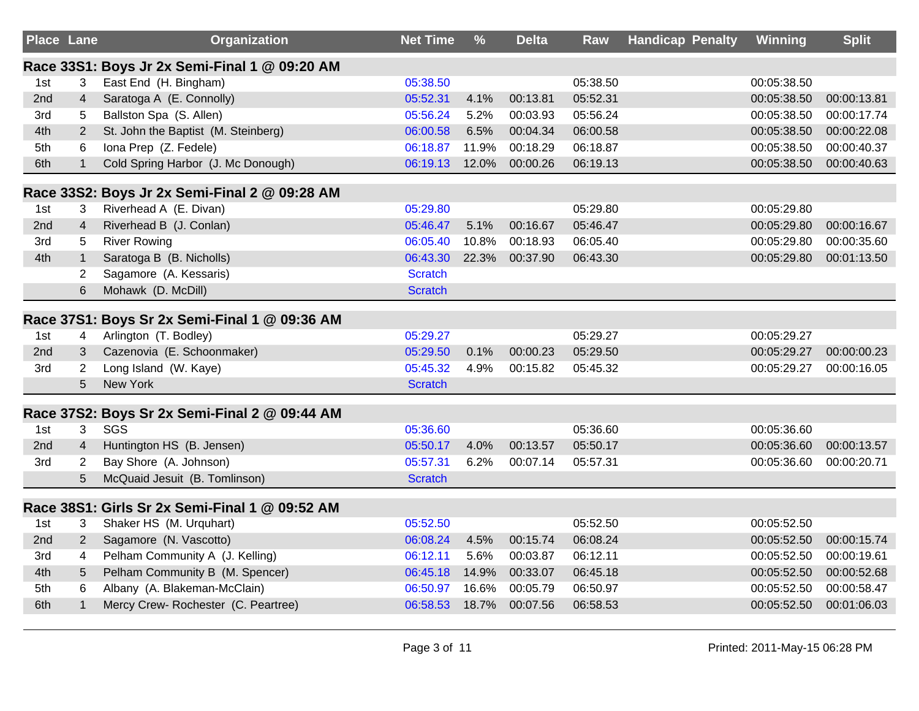| Place | Lane | Organization | Net Time | % | Delta | Raw | Handicap | Penalty | Winning | Split |
|---|---|---|---|---|---|---|---|---|---|---|
| **Race 33S1: Boys Jr 2x Semi-Final 1 @ 09:20 AM** | | | | | | | | | | |
| 1st | 3 | East End (H. Bingham) | 05:38.50 | | | 05:38.50 | | | 00:05:38.50 | |
| 2nd | 4 | Saratoga A (E. Connolly) | 05:52.31 | 4.1% | 00:13.81 | 05:52.31 | | | 00:05:38.50 | 00:00:13.81 |
| 3rd | 5 | Ballston Spa (S. Allen) | 05:56.24 | 5.2% | 00:03.93 | 05:56.24 | | | 00:05:38.50 | 00:00:17.74 |
| 4th | 2 | St. John the Baptist (M. Steinberg) | 06:00.58 | 6.5% | 00:04.34 | 06:00.58 | | | 00:05:38.50 | 00:00:22.08 |
| 5th | 6 | Iona Prep (Z. Fedele) | 06:18.87 | 11.9% | 00:18.29 | 06:18.87 | | | 00:05:38.50 | 00:00:40.37 |
| 6th | 1 | Cold Spring Harbor (J. Mc Donough) | 06:19.13 | 12.0% | 00:00.26 | 06:19.13 | | | 00:05:38.50 | 00:00:40.63 |
| **Race 33S2: Boys Jr 2x Semi-Final 2 @ 09:28 AM** | | | | | | | | | | |
| 1st | 3 | Riverhead A (E. Divan) | 05:29.80 | | | 05:29.80 | | | 00:05:29.80 | |
| 2nd | 4 | Riverhead B (J. Conlan) | 05:46.47 | 5.1% | 00:16.67 | 05:46.47 | | | 00:05:29.80 | 00:00:16.67 |
| 3rd | 5 | River Rowing | 06:05.40 | 10.8% | 00:18.93 | 06:05.40 | | | 00:05:29.80 | 00:00:35.60 |
| 4th | 1 | Saratoga B (B. Nicholls) | 06:43.30 | 22.3% | 00:37.90 | 06:43.30 | | | 00:05:29.80 | 00:01:13.50 |
| | 2 | Sagamore (A. Kessaris) | Scratch | | | | | | | |
| | 6 | Mohawk (D. McDill) | Scratch | | | | | | | |
| **Race 37S1: Boys Sr 2x Semi-Final 1 @ 09:36 AM** | | | | | | | | | | |
| 1st | 4 | Arlington (T. Bodley) | 05:29.27 | | | 05:29.27 | | | 00:05:29.27 | |
| 2nd | 3 | Cazenovia (E. Schoonmaker) | 05:29.50 | 0.1% | 00:00.23 | 05:29.50 | | | 00:05:29.27 | 00:00:00.23 |
| 3rd | 2 | Long Island (W. Kaye) | 05:45.32 | 4.9% | 00:15.82 | 05:45.32 | | | 00:05:29.27 | 00:00:16.05 |
| | 5 | New York | Scratch | | | | | | | |
| **Race 37S2: Boys Sr 2x Semi-Final 2 @ 09:44 AM** | | | | | | | | | | |
| 1st | 3 | SGS | 05:36.60 | | | 05:36.60 | | | 00:05:36.60 | |
| 2nd | 4 | Huntington HS (B. Jensen) | 05:50.17 | 4.0% | 00:13.57 | 05:50.17 | | | 00:05:36.60 | 00:00:13.57 |
| 3rd | 2 | Bay Shore (A. Johnson) | 05:57.31 | 6.2% | 00:07.14 | 05:57.31 | | | 00:05:36.60 | 00:00:20.71 |
| | 5 | McQuaid Jesuit (B. Tomlinson) | Scratch | | | | | | | |
| **Race 38S1: Girls Sr 2x Semi-Final 1 @ 09:52 AM** | | | | | | | | | | |
| 1st | 3 | Shaker HS (M. Urquhart) | 05:52.50 | | | 05:52.50 | | | 00:05:52.50 | |
| 2nd | 2 | Sagamore (N. Vascotto) | 06:08.24 | 4.5% | 00:15.74 | 06:08.24 | | | 00:05:52.50 | 00:00:15.74 |
| 3rd | 4 | Pelham Community A (J. Kelling) | 06:12.11 | 5.6% | 00:03.87 | 06:12.11 | | | 00:05:52.50 | 00:00:19.61 |
| 4th | 5 | Pelham Community B (M. Spencer) | 06:45.18 | 14.9% | 00:33.07 | 06:45.18 | | | 00:05:52.50 | 00:00:52.68 |
| 5th | 6 | Albany (A. Blakeman-McClain) | 06:50.97 | 16.6% | 00:05.79 | 06:50.97 | | | 00:05:52.50 | 00:00:58.47 |
| 6th | 1 | Mercy Crew- Rochester (C. Peartree) | 06:58.53 | 18.7% | 00:07.56 | 06:58.53 | | | 00:05:52.50 | 00:01:06.03 |

Printed: 2011-May-15 06:28 PM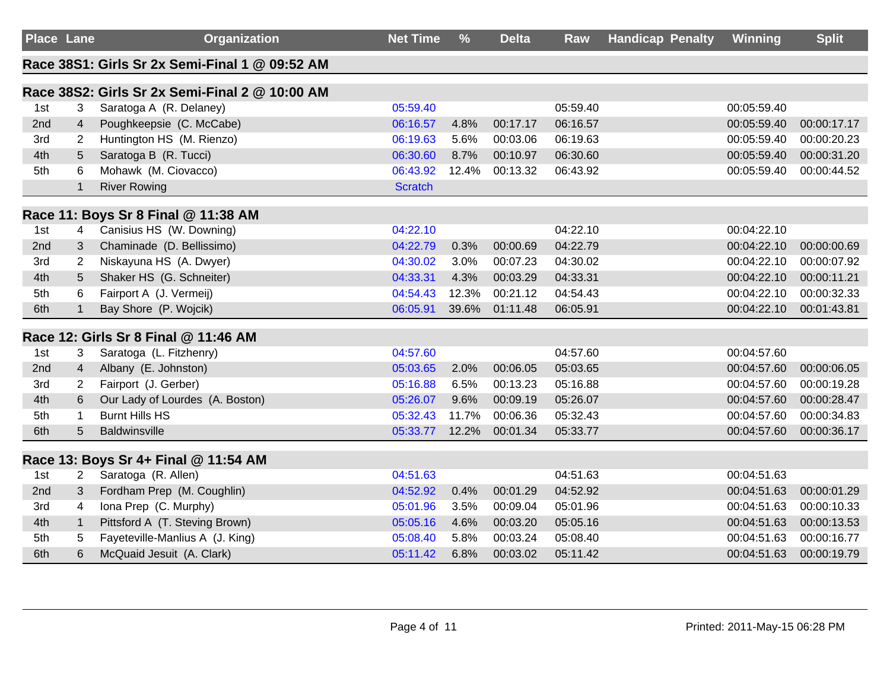| Place | Lane | Organization | Net Time | % | Delta | Raw | Handicap | Penalty | Winning | Split |
|---|---|---|---|---|---|---|---|---|---|---|
| **Race 38S1: Girls Sr 2x Semi-Final 1 @ 09:52 AM** | | | | | | | | | | |
| **Race 38S2: Girls Sr 2x Semi-Final 2 @ 10:00 AM** | | | | | | | | | | |
| 1st | 3 | Saratoga A (R. Delaney) | 05:59.40 | | | 05:59.40 | | | 00:05:59.40 | |
| 2nd | 4 | Poughkeepsie (C. McCabe) | 06:16.57 | 4.8% | 00:17.17 | 06:16.57 | | | 00:05:59.40 | 00:00:17.17 |
| 3rd | 2 | Huntington HS (M. Rienzo) | 06:19.63 | 5.6% | 00:03.06 | 06:19.63 | | | 00:05:59.40 | 00:00:20.23 |
| 4th | 5 | Saratoga B (R. Tucci) | 06:30.60 | 8.7% | 00:10.97 | 06:30.60 | | | 00:05:59.40 | 00:00:31.20 |
| 5th | 6 | Mohawk (M. Ciovacco) | 06:43.92 | 12.4% | 00:13.32 | 06:43.92 | | | 00:05:59.40 | 00:00:44.52 |
| | 1 | River Rowing | Scratch | | | | | | | |
| **Race 11: Boys Sr 8 Final @ 11:38 AM** | | | | | | | | | | |
| 1st | 4 | Canisius HS (W. Downing) | 04:22.10 | | | 04:22.10 | | | 00:04:22.10 | |
| 2nd | 3 | Chaminade (D. Bellissimo) | 04:22.79 | 0.3% | 00:00.69 | 04:22.79 | | | 00:04:22.10 | 00:00:00.69 |
| 3rd | 2 | Niskayuna HS (A. Dwyer) | 04:30.02 | 3.0% | 00:07.23 | 04:30.02 | | | 00:04:22.10 | 00:00:07.92 |
| 4th | 5 | Shaker HS (G. Schneiter) | 04:33.31 | 4.3% | 00:03.29 | 04:33.31 | | | 00:04:22.10 | 00:00:11.21 |
| 5th | 6 | Fairport A (J. Vermeij) | 04:54.43 | 12.3% | 00:21.12 | 04:54.43 | | | 00:04:22.10 | 00:00:32.33 |
| 6th | 1 | Bay Shore (P. Wojcik) | 06:05.91 | 39.6% | 01:11.48 | 06:05.91 | | | 00:04:22.10 | 00:01:43.81 |
| **Race 12: Girls Sr 8 Final @ 11:46 AM** | | | | | | | | | | |
| 1st | 3 | Saratoga (L. Fitzhenry) | 04:57.60 | | | 04:57.60 | | | 00:04:57.60 | |
| 2nd | 4 | Albany (E. Johnston) | 05:03.65 | 2.0% | 00:06.05 | 05:03.65 | | | 00:04:57.60 | 00:00:06.05 |
| 3rd | 2 | Fairport (J. Gerber) | 05:16.88 | 6.5% | 00:13.23 | 05:16.88 | | | 00:04:57.60 | 00:00:19.28 |
| 4th | 6 | Our Lady of Lourdes (A. Boston) | 05:26.07 | 9.6% | 00:09.19 | 05:26.07 | | | 00:04:57.60 | 00:00:28.47 |
| 5th | 1 | Burnt Hills HS | 05:32.43 | 11.7% | 00:06.36 | 05:32.43 | | | 00:04:57.60 | 00:00:34.83 |
| 6th | 5 | Baldwinsville | 05:33.77 | 12.2% | 00:01.34 | 05:33.77 | | | 00:04:57.60 | 00:00:36.17 |
| **Race 13: Boys Sr 4+ Final @ 11:54 AM** | | | | | | | | | | |
| 1st | 2 | Saratoga (R. Allen) | 04:51.63 | | | 04:51.63 | | | 00:04:51.63 | |
| 2nd | 3 | Fordham Prep (M. Coughlin) | 04:52.92 | 0.4% | 00:01.29 | 04:52.92 | | | 00:04:51.63 | 00:00:01.29 |
| 3rd | 4 | Iona Prep (C. Murphy) | 05:01.96 | 3.5% | 00:09.04 | 05:01.96 | | | 00:04:51.63 | 00:00:10.33 |
| 4th | 1 | Pittsford A (T. Steving Brown) | 05:05.16 | 4.6% | 00:03.20 | 05:05.16 | | | 00:04:51.63 | 00:00:13.53 |
| 5th | 5 | Fayeteville-Manlius A (J. King) | 05:08.40 | 5.8% | 00:03.24 | 05:08.40 | | | 00:04:51.63 | 00:00:16.77 |
| 6th | 6 | McQuaid Jesuit (A. Clark) | 05:11.42 | 6.8% | 00:03.02 | 05:11.42 | | | 00:04:51.63 | 00:00:19.79 |

Printed: 2011-May-15 06:28 PM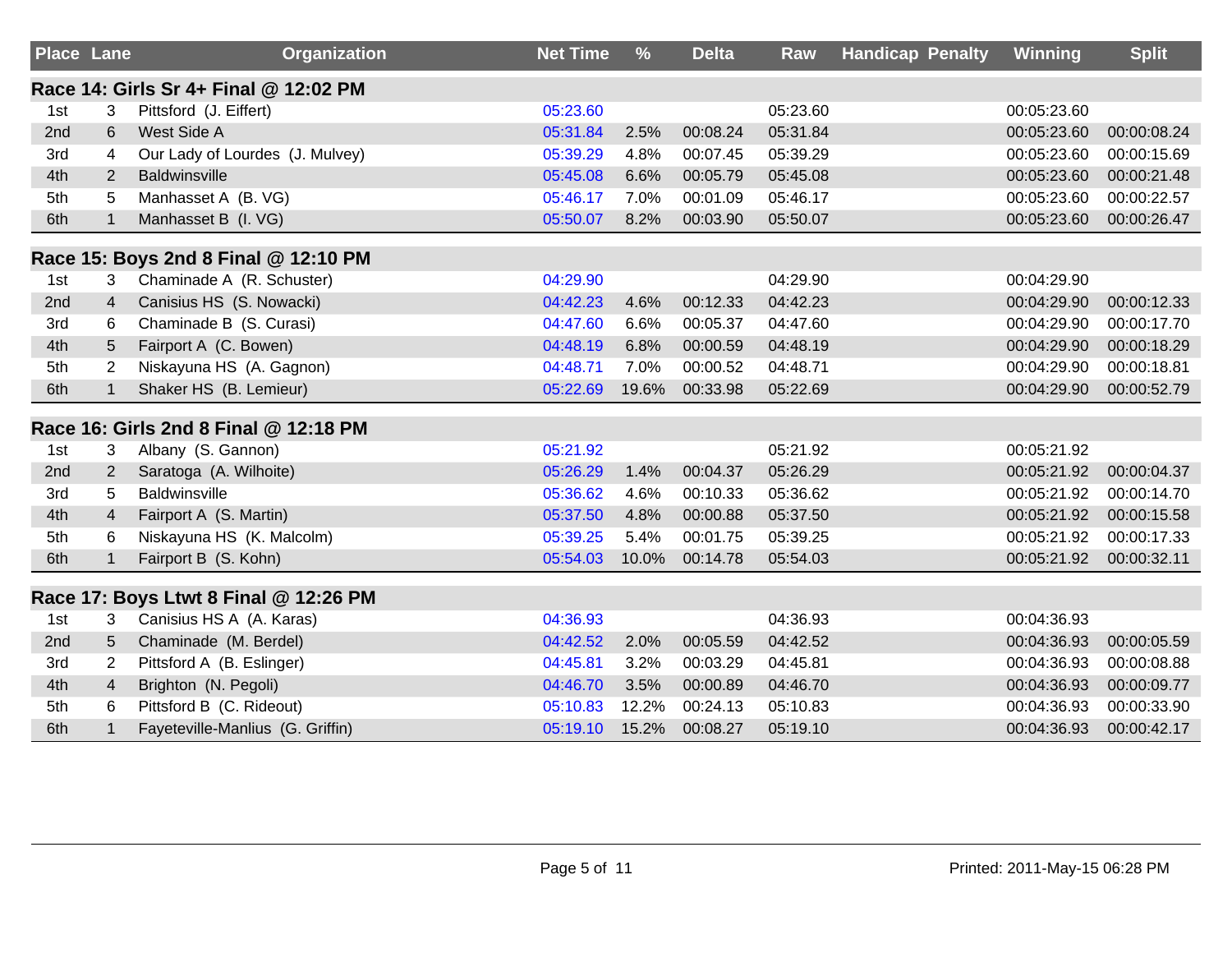| Place | Lane | Organization | Net Time | % | Delta | Raw | Handicap | Penalty | Winning | Split |
|---|---|---|---|---|---|---|---|---|---|---|
| **Race 14: Girls Sr 4+ Final @ 12:02 PM** | | | | | | | | | | |
| 1st | 3 | Pittsford (J. Eiffert) | 05:23.60 | | | 05:23.60 | | | 00:05:23.60 | |
| 2nd | 6 | West Side A | 05:31.84 | 2.5% | 00:08.24 | 05:31.84 | | | 00:05:23.60 | 00:00:08.24 |
| 3rd | 4 | Our Lady of Lourdes (J. Mulvey) | 05:39.29 | 4.8% | 00:07.45 | 05:39.29 | | | 00:05:23.60 | 00:00:15.69 |
| 4th | 2 | Baldwinsville | 05:45.08 | 6.6% | 00:05.79 | 05:45.08 | | | 00:05:23.60 | 00:00:21.48 |
| 5th | 5 | Manhasset A (B. VG) | 05:46.17 | 7.0% | 00:01.09 | 05:46.17 | | | 00:05:23.60 | 00:00:22.57 |
| 6th | 1 | Manhasset B (I. VG) | 05:50.07 | 8.2% | 00:03.90 | 05:50.07 | | | 00:05:23.60 | 00:00:26.47 |
| **Race 15: Boys 2nd 8 Final @ 12:10 PM** | | | | | | | | | | |
| 1st | 3 | Chaminade A (R. Schuster) | 04:29.90 | | | 04:29.90 | | | 00:04:29.90 | |
| 2nd | 4 | Canisius HS (S. Nowacki) | 04:42.23 | 4.6% | 00:12.33 | 04:42.23 | | | 00:04:29.90 | 00:00:12.33 |
| 3rd | 6 | Chaminade B (S. Curasi) | 04:47.60 | 6.6% | 00:05.37 | 04:47.60 | | | 00:04:29.90 | 00:00:17.70 |
| 4th | 5 | Fairport A (C. Bowen) | 04:48.19 | 6.8% | 00:00.59 | 04:48.19 | | | 00:04:29.90 | 00:00:18.29 |
| 5th | 2 | Niskayuna HS (A. Gagnon) | 04:48.71 | 7.0% | 00:00.52 | 04:48.71 | | | 00:04:29.90 | 00:00:18.81 |
| 6th | 1 | Shaker HS (B. Lemieur) | 05:22.69 | 19.6% | 00:33.98 | 05:22.69 | | | 00:04:29.90 | 00:00:52.79 |
| **Race 16: Girls 2nd 8 Final @ 12:18 PM** | | | | | | | | | | |
| 1st | 3 | Albany (S. Gannon) | 05:21.92 | | | 05:21.92 | | | 00:05:21.92 | |
| 2nd | 2 | Saratoga (A. Wilhoite) | 05:26.29 | 1.4% | 00:04.37 | 05:26.29 | | | 00:05:21.92 | 00:00:04.37 |
| 3rd | 5 | Baldwinsville | 05:36.62 | 4.6% | 00:10.33 | 05:36.62 | | | 00:05:21.92 | 00:00:14.70 |
| 4th | 4 | Fairport A (S. Martin) | 05:37.50 | 4.8% | 00:00.88 | 05:37.50 | | | 00:05:21.92 | 00:00:15.58 |
| 5th | 6 | Niskayuna HS (K. Malcolm) | 05:39.25 | 5.4% | 00:01.75 | 05:39.25 | | | 00:05:21.92 | 00:00:17.33 |
| 6th | 1 | Fairport B (S. Kohn) | 05:54.03 | 10.0% | 00:14.78 | 05:54.03 | | | 00:05:21.92 | 00:00:32.11 |
| **Race 17: Boys Ltwt 8 Final @ 12:26 PM** | | | | | | | | | | |
| 1st | 3 | Canisius HS A (A. Karas) | 04:36.93 | | | 04:36.93 | | | 00:04:36.93 | |
| 2nd | 5 | Chaminade (M. Berdel) | 04:42.52 | 2.0% | 00:05.59 | 04:42.52 | | | 00:04:36.93 | 00:00:05.59 |
| 3rd | 2 | Pittsford A (B. Eslinger) | 04:45.81 | 3.2% | 00:03.29 | 04:45.81 | | | 00:04:36.93 | 00:00:08.88 |
| 4th | 4 | Brighton (N. Pegoli) | 04:46.70 | 3.5% | 00:00.89 | 04:46.70 | | | 00:04:36.93 | 00:00:09.77 |
| 5th | 6 | Pittsford B (C. Rideout) | 05:10.83 | 12.2% | 00:24.13 | 05:10.83 | | | 00:04:36.93 | 00:00:33.90 |
| 6th | 1 | Fayeteville-Manlius (G. Griffin) | 05:19.10 | 15.2% | 00:08.27 | 05:19.10 | | | 00:04:36.93 | 00:00:42.17 |

Printed: 2011-May-15 06:28 PM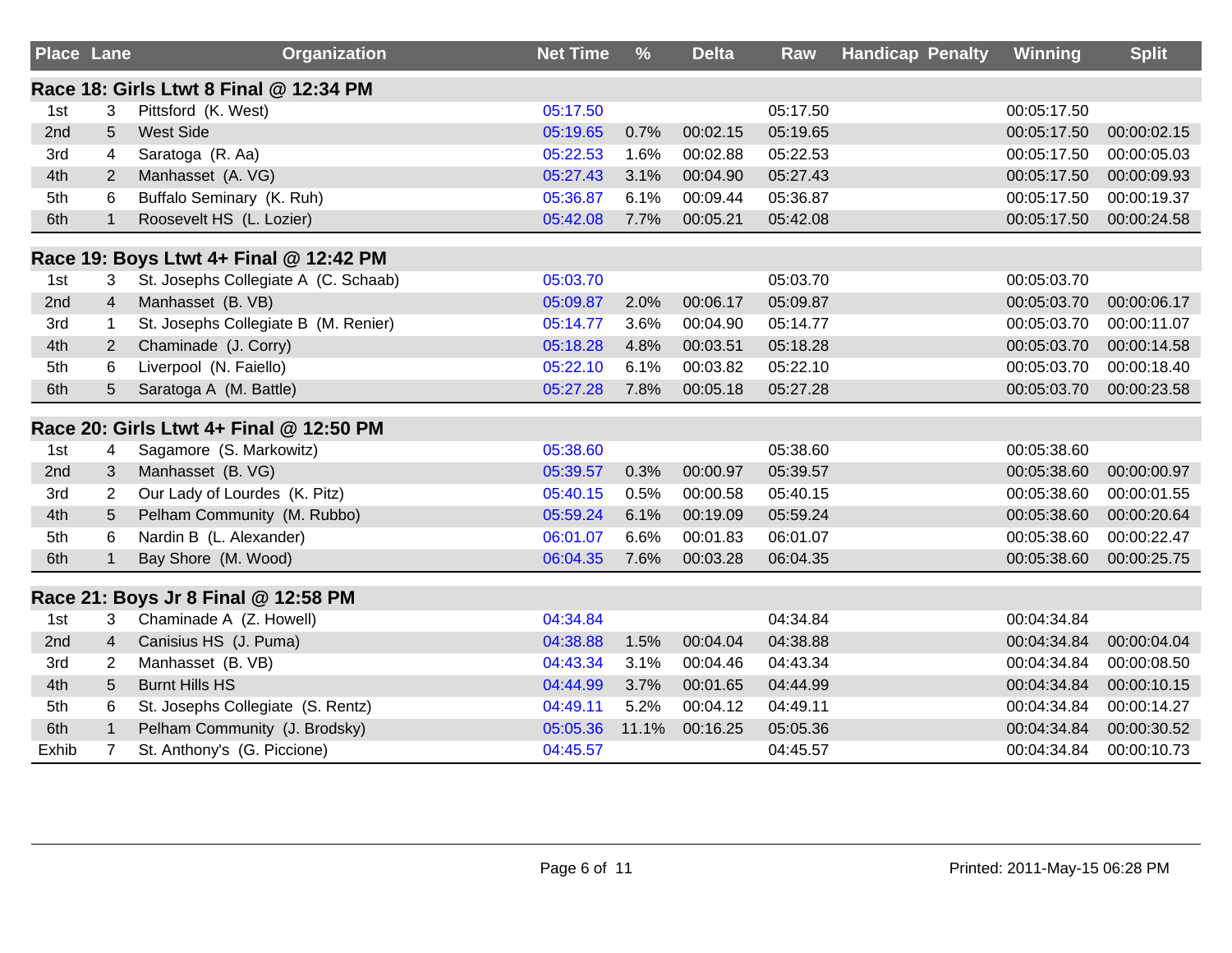| Place | Lane | Organization | Net Time | % | Delta | Raw | Handicap | Penalty | Winning | Split |
|---|---|---|---|---|---|---|---|---|---|---|
| **Race 18: Girls Ltwt 8 Final @ 12:34 PM** | | | | | | | | | | |
| 1st | 3 | Pittsford (K. West) | 05:17.50 | | | 05:17.50 | | | 00:05:17.50 | |
| 2nd | 5 | West Side | 05:19.65 | 0.7% | 00:02.15 | 05:19.65 | | | 00:05:17.50 | 00:00:02.15 |
| 3rd | 4 | Saratoga (R. Aa) | 05:22.53 | 1.6% | 00:02.88 | 05:22.53 | | | 00:05:17.50 | 00:00:05.03 |
| 4th | 2 | Manhasset (A. VG) | 05:27.43 | 3.1% | 00:04.90 | 05:27.43 | | | 00:05:17.50 | 00:00:09.93 |
| 5th | 6 | Buffalo Seminary (K. Ruh) | 05:36.87 | 6.1% | 00:09.44 | 05:36.87 | | | 00:05:17.50 | 00:00:19.37 |
| 6th | 1 | Roosevelt HS (L. Lozier) | 05:42.08 | 7.7% | 00:05.21 | 05:42.08 | | | 00:05:17.50 | 00:00:24.58 |
| **Race 19: Boys Ltwt 4+ Final @ 12:42 PM** | | | | | | | | | | |
| 1st | 3 | St. Josephs Collegiate A (C. Schaab) | 05:03.70 | | | 05:03.70 | | | 00:05:03.70 | |
| 2nd | 4 | Manhasset (B. VB) | 05:09.87 | 2.0% | 00:06.17 | 05:09.87 | | | 00:05:03.70 | 00:00:06.17 |
| 3rd | 1 | St. Josephs Collegiate B (M. Renier) | 05:14.77 | 3.6% | 00:04.90 | 05:14.77 | | | 00:05:03.70 | 00:00:11.07 |
| 4th | 2 | Chaminade (J. Corry) | 05:18.28 | 4.8% | 00:03.51 | 05:18.28 | | | 00:05:03.70 | 00:00:14.58 |
| 5th | 6 | Liverpool (N. Faiello) | 05:22.10 | 6.1% | 00:03.82 | 05:22.10 | | | 00:05:03.70 | 00:00:18.40 |
| 6th | 5 | Saratoga A (M. Battle) | 05:27.28 | 7.8% | 00:05.18 | 05:27.28 | | | 00:05:03.70 | 00:00:23.58 |
| **Race 20: Girls Ltwt 4+ Final @ 12:50 PM** | | | | | | | | | | |
| 1st | 4 | Sagamore (S. Markowitz) | 05:38.60 | | | 05:38.60 | | | 00:05:38.60 | |
| 2nd | 3 | Manhasset (B. VG) | 05:39.57 | 0.3% | 00:00.97 | 05:39.57 | | | 00:05:38.60 | 00:00:00.97 |
| 3rd | 2 | Our Lady of Lourdes (K. Pitz) | 05:40.15 | 0.5% | 00:00.58 | 05:40.15 | | | 00:05:38.60 | 00:00:01.55 |
| 4th | 5 | Pelham Community (M. Rubbo) | 05:59.24 | 6.1% | 00:19.09 | 05:59.24 | | | 00:05:38.60 | 00:00:20.64 |
| 5th | 6 | Nardin B (L. Alexander) | 06:01.07 | 6.6% | 00:01.83 | 06:01.07 | | | 00:05:38.60 | 00:00:22.47 |
| 6th | 1 | Bay Shore (M. Wood) | 06:04.35 | 7.6% | 00:03.28 | 06:04.35 | | | 00:05:38.60 | 00:00:25.75 |
| **Race 21: Boys Jr 8 Final @ 12:58 PM** | | | | | | | | | | |
| 1st | 3 | Chaminade A (Z. Howell) | 04:34.84 | | | 04:34.84 | | | 00:04:34.84 | |
| 2nd | 4 | Canisius HS (J. Puma) | 04:38.88 | 1.5% | 00:04.04 | 04:38.88 | | | 00:04:34.84 | 00:00:04.04 |
| 3rd | 2 | Manhasset (B. VB) | 04:43.34 | 3.1% | 00:04.46 | 04:43.34 | | | 00:04:34.84 | 00:00:08.50 |
| 4th | 5 | Burnt Hills HS | 04:44.99 | 3.7% | 00:01.65 | 04:44.99 | | | 00:04:34.84 | 00:00:10.15 |
| 5th | 6 | St. Josephs Collegiate (S. Rentz) | 04:49.11 | 5.2% | 00:04.12 | 04:49.11 | | | 00:04:34.84 | 00:00:14.27 |
| 6th | 1 | Pelham Community (J. Brodsky) | 05:05.36 | 11.1% | 00:16.25 | 05:05.36 | | | 00:04:34.84 | 00:00:30.52 |
| Exhib | 7 | St. Anthony's (G. Piccione) | 04:45.57 | | | 04:45.57 | | | 00:04:34.84 | 00:00:10.73 |

Printed: 2011-May-15 06:28 PM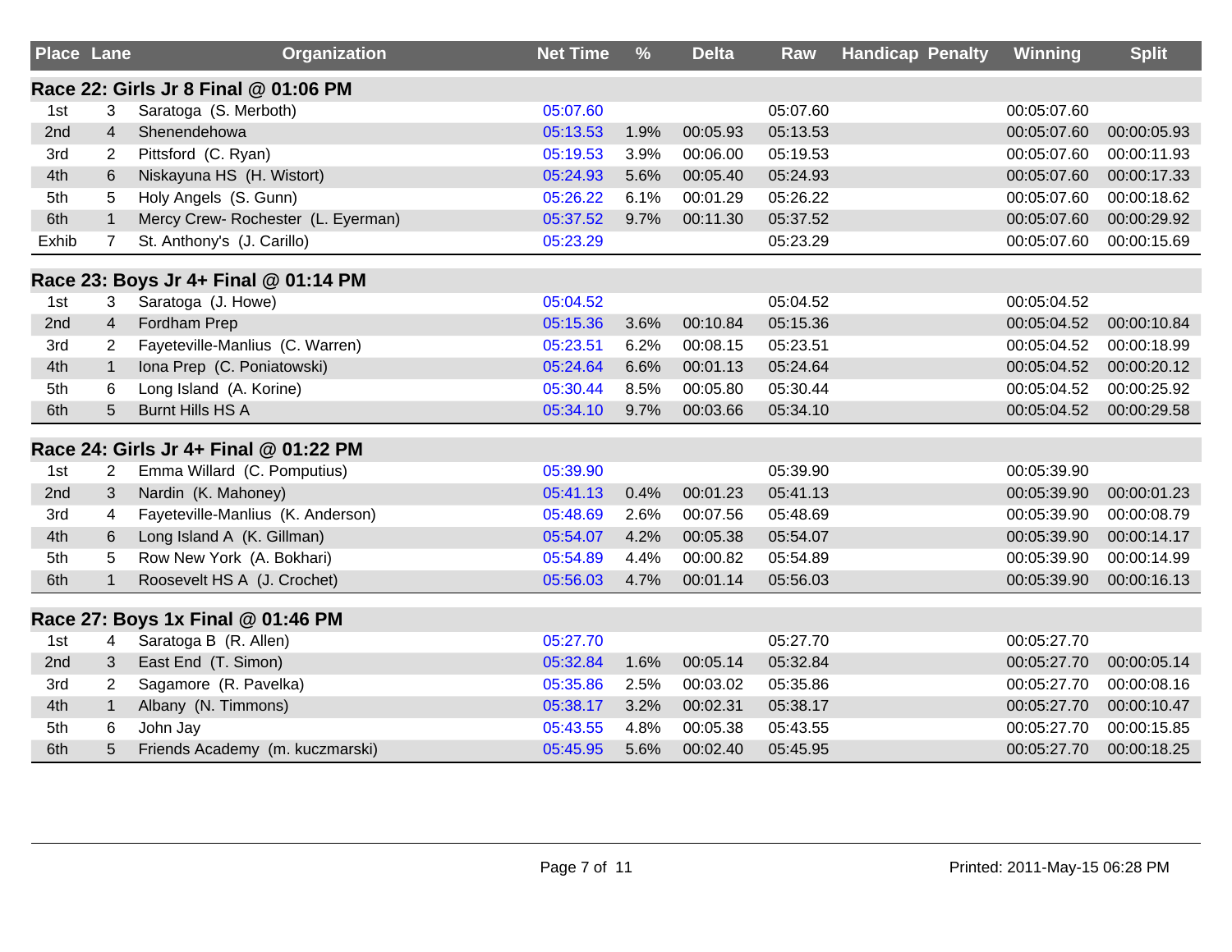| Place | Lane | Organization | Net Time | % | Delta | Raw | Handicap | Penalty | Winning | Split |
|---|---|---|---|---|---|---|---|---|---|---|
| **Race 22: Girls Jr 8 Final @ 01:06 PM** | | | | | | | | | | |
| 1st | 3 | Saratoga (S. Merboth) | 05:07.60 | | | 05:07.60 | | | 00:05:07.60 | |
| 2nd | 4 | Shenendehowa | 05:13.53 | 1.9% | 00:05.93 | 05:13.53 | | | 00:05:07.60 | 00:00:05.93 |
| 3rd | 2 | Pittsford (C. Ryan) | 05:19.53 | 3.9% | 00:06.00 | 05:19.53 | | | 00:05:07.60 | 00:00:11.93 |
| 4th | 6 | Niskayuna HS (H. Wistort) | 05:24.93 | 5.6% | 00:05.40 | 05:24.93 | | | 00:05:07.60 | 00:00:17.33 |
| 5th | 5 | Holy Angels (S. Gunn) | 05:26.22 | 6.1% | 00:01.29 | 05:26.22 | | | 00:05:07.60 | 00:00:18.62 |
| 6th | 1 | Mercy Crew- Rochester (L. Eyerman) | 05:37.52 | 9.7% | 00:11.30 | 05:37.52 | | | 00:05:07.60 | 00:00:29.92 |
| Exhib | 7 | St. Anthony's (J. Carillo) | 05:23.29 | | | 05:23.29 | | | 00:05:07.60 | 00:00:15.69 |
| **Race 23: Boys Jr 4+ Final @ 01:14 PM** | | | | | | | | | | |
| 1st | 3 | Saratoga (J. Howe) | 05:04.52 | | | 05:04.52 | | | 00:05:04.52 | |
| 2nd | 4 | Fordham Prep | 05:15.36 | 3.6% | 00:10.84 | 05:15.36 | | | 00:05:04.52 | 00:00:10.84 |
| 3rd | 2 | Fayeteville-Manlius (C. Warren) | 05:23.51 | 6.2% | 00:08.15 | 05:23.51 | | | 00:05:04.52 | 00:00:18.99 |
| 4th | 1 | Iona Prep (C. Poniatowski) | 05:24.64 | 6.6% | 00:01.13 | 05:24.64 | | | 00:05:04.52 | 00:00:20.12 |
| 5th | 6 | Long Island (A. Korine) | 05:30.44 | 8.5% | 00:05.80 | 05:30.44 | | | 00:05:04.52 | 00:00:25.92 |
| 6th | 5 | Burnt Hills HS A | 05:34.10 | 9.7% | 00:03.66 | 05:34.10 | | | 00:05:04.52 | 00:00:29.58 |
| **Race 24: Girls Jr 4+ Final @ 01:22 PM** | | | | | | | | | | |
| 1st | 2 | Emma Willard (C. Pomputius) | 05:39.90 | | | 05:39.90 | | | 00:05:39.90 | |
| 2nd | 3 | Nardin (K. Mahoney) | 05:41.13 | 0.4% | 00:01.23 | 05:41.13 | | | 00:05:39.90 | 00:00:01.23 |
| 3rd | 4 | Fayeteville-Manlius (K. Anderson) | 05:48.69 | 2.6% | 00:07.56 | 05:48.69 | | | 00:05:39.90 | 00:00:08.79 |
| 4th | 6 | Long Island A (K. Gillman) | 05:54.07 | 4.2% | 00:05.38 | 05:54.07 | | | 00:05:39.90 | 00:00:14.17 |
| 5th | 5 | Row New York (A. Bokhari) | 05:54.89 | 4.4% | 00:00.82 | 05:54.89 | | | 00:05:39.90 | 00:00:14.99 |
| 6th | 1 | Roosevelt HS A (J. Crochet) | 05:56.03 | 4.7% | 00:01.14 | 05:56.03 | | | 00:05:39.90 | 00:00:16.13 |
| **Race 27: Boys 1x Final @ 01:46 PM** | | | | | | | | | | |
| 1st | 4 | Saratoga B (R. Allen) | 05:27.70 | | | 05:27.70 | | | 00:05:27.70 | |
| 2nd | 3 | East End (T. Simon) | 05:32.84 | 1.6% | 00:05.14 | 05:32.84 | | | 00:05:27.70 | 00:00:05.14 |
| 3rd | 2 | Sagamore (R. Pavelka) | 05:35.86 | 2.5% | 00:03.02 | 05:35.86 | | | 00:05:27.70 | 00:00:08.16 |
| 4th | 1 | Albany (N. Timmons) | 05:38.17 | 3.2% | 00:02.31 | 05:38.17 | | | 00:05:27.70 | 00:00:10.47 |
| 5th | 6 | John Jay | 05:43.55 | 4.8% | 00:05.38 | 05:43.55 | | | 00:05:27.70 | 00:00:15.85 |
| 6th | 5 | Friends Academy (m. kuczmarski) | 05:45.95 | 5.6% | 00:02.40 | 05:45.95 | | | 00:05:27.70 | 00:00:18.25 |

Printed: 2011-May-15 06:28 PM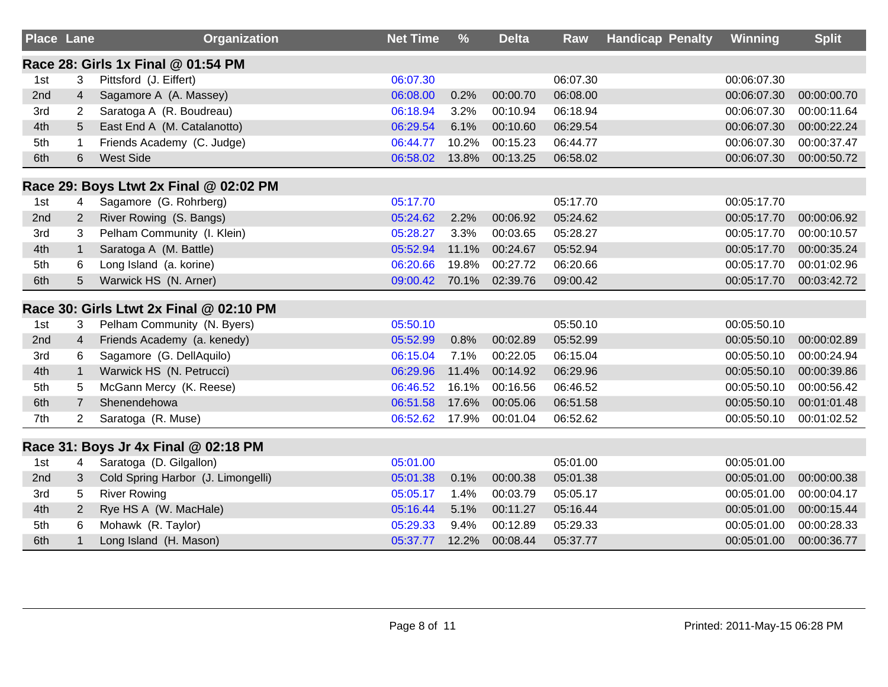| Place | Lane | Organization | Net Time | % | Delta | Raw | Handicap | Penalty | Winning | Split |
|---|---|---|---|---|---|---|---|---|---|---|
| **Race 28: Girls 1x Final @ 01:54 PM** | | | | | | | | | | |
| 1st | 3 | Pittsford (J. Eiffert) | 06:07.30 | | | 06:07.30 | | | 00:06:07.30 | |
| 2nd | 4 | Sagamore A (A. Massey) | 06:08.00 | 0.2% | 00:00.70 | 06:08.00 | | | 00:06:07.30 | 00:00:00.70 |
| 3rd | 2 | Saratoga A (R. Boudreau) | 06:18.94 | 3.2% | 00:10.94 | 06:18.94 | | | 00:06:07.30 | 00:00:11.64 |
| 4th | 5 | East End A (M. Catalanotto) | 06:29.54 | 6.1% | 00:10.60 | 06:29.54 | | | 00:06:07.30 | 00:00:22.24 |
| 5th | 1 | Friends Academy (C. Judge) | 06:44.77 | 10.2% | 00:15.23 | 06:44.77 | | | 00:06:07.30 | 00:00:37.47 |
| 6th | 6 | West Side | 06:58.02 | 13.8% | 00:13.25 | 06:58.02 | | | 00:06:07.30 | 00:00:50.72 |
| **Race 29: Boys Ltwt 2x Final @ 02:02 PM** | | | | | | | | | | |
| 1st | 4 | Sagamore (G. Rohrberg) | 05:17.70 | | | 05:17.70 | | | 00:05:17.70 | |
| 2nd | 2 | River Rowing (S. Bangs) | 05:24.62 | 2.2% | 00:06.92 | 05:24.62 | | | 00:05:17.70 | 00:00:06.92 |
| 3rd | 3 | Pelham Community (I. Klein) | 05:28.27 | 3.3% | 00:03.65 | 05:28.27 | | | 00:05:17.70 | 00:00:10.57 |
| 4th | 1 | Saratoga A (M. Battle) | 05:52.94 | 11.1% | 00:24.67 | 05:52.94 | | | 00:05:17.70 | 00:00:35.24 |
| 5th | 6 | Long Island (a. korine) | 06:20.66 | 19.8% | 00:27.72 | 06:20.66 | | | 00:05:17.70 | 00:01:02.96 |
| 6th | 5 | Warwick HS (N. Arner) | 09:00.42 | 70.1% | 02:39.76 | 09:00.42 | | | 00:05:17.70 | 00:03:42.72 |
| **Race 30: Girls Ltwt 2x Final @ 02:10 PM** | | | | | | | | | | |
| 1st | 3 | Pelham Community (N. Byers) | 05:50.10 | | | 05:50.10 | | | 00:05:50.10 | |
| 2nd | 4 | Friends Academy (a. kenedy) | 05:52.99 | 0.8% | 00:02.89 | 05:52.99 | | | 00:05:50.10 | 00:00:02.89 |
| 3rd | 6 | Sagamore (G. DellAquilo) | 06:15.04 | 7.1% | 00:22.05 | 06:15.04 | | | 00:05:50.10 | 00:00:24.94 |
| 4th | 1 | Warwick HS (N. Petrucci) | 06:29.96 | 11.4% | 00:14.92 | 06:29.96 | | | 00:05:50.10 | 00:00:39.86 |
| 5th | 5 | McGann Mercy (K. Reese) | 06:46.52 | 16.1% | 00:16.56 | 06:46.52 | | | 00:05:50.10 | 00:00:56.42 |
| 6th | 7 | Shenendehowa | 06:51.58 | 17.6% | 00:05.06 | 06:51.58 | | | 00:05:50.10 | 00:01:01.48 |
| 7th | 2 | Saratoga (R. Muse) | 06:52.62 | 17.9% | 00:01.04 | 06:52.62 | | | 00:05:50.10 | 00:01:02.52 |
| **Race 31: Boys Jr 4x Final @ 02:18 PM** | | | | | | | | | | |
| 1st | 4 | Saratoga (D. Gilgallon) | 05:01.00 | | | 05:01.00 | | | 00:05:01.00 | |
| 2nd | 3 | Cold Spring Harbor (J. Limongelli) | 05:01.38 | 0.1% | 00:00.38 | 05:01.38 | | | 00:05:01.00 | 00:00:00.38 |
| 3rd | 5 | River Rowing | 05:05.17 | 1.4% | 00:03.79 | 05:05.17 | | | 00:05:01.00 | 00:00:04.17 |
| 4th | 2 | Rye HS A (W. MacHale) | 05:16.44 | 5.1% | 00:11.27 | 05:16.44 | | | 00:05:01.00 | 00:00:15.44 |
| 5th | 6 | Mohawk (R. Taylor) | 05:29.33 | 9.4% | 00:12.89 | 05:29.33 | | | 00:05:01.00 | 00:00:28.33 |
| 6th | 1 | Long Island (H. Mason) | 05:37.77 | 12.2% | 00:08.44 | 05:37.77 | | | 00:05:01.00 | 00:00:36.77 |

Printed: 2011-May-15 06:28 PM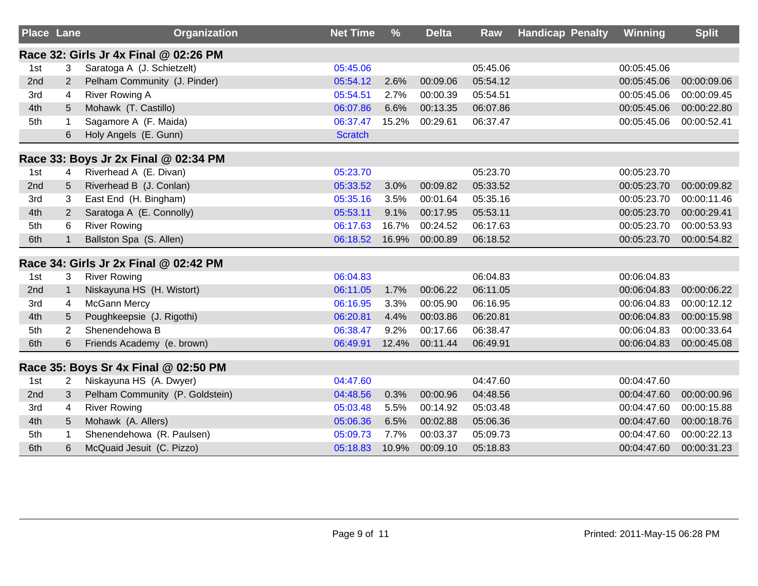| Place | Lane | Organization | Net Time | % | Delta | Raw | Handicap | Penalty | Winning | Split |
|---|---|---|---|---|---|---|---|---|---|---|
| **Race 32: Girls Jr 4x Final @ 02:26 PM** | | | | | | | | | | |
| 1st | 3 | Saratoga A (J. Schietzelt) | 05:45.06 | | | 05:45.06 | | | 00:05:45.06 | |
| 2nd | 2 | Pelham Community (J. Pinder) | 05:54.12 | 2.6% | 00:09.06 | 05:54.12 | | | 00:05:45.06 | 00:00:09.06 |
| 3rd | 4 | River Rowing A | 05:54.51 | 2.7% | 00:00.39 | 05:54.51 | | | 00:05:45.06 | 00:00:09.45 |
| 4th | 5 | Mohawk (T. Castillo) | 06:07.86 | 6.6% | 00:13.35 | 06:07.86 | | | 00:05:45.06 | 00:00:22.80 |
| 5th | 1 | Sagamore A (F. Maida) | 06:37.47 | 15.2% | 00:29.61 | 06:37.47 | | | 00:05:45.06 | 00:00:52.41 |
| | 6 | Holy Angels (E. Gunn) | Scratch | | | | | | | |
| **Race 33: Boys Jr 2x Final @ 02:34 PM** | | | | | | | | | | |
| 1st | 4 | Riverhead A (E. Divan) | 05:23.70 | | | 05:23.70 | | | 00:05:23.70 | |
| 2nd | 5 | Riverhead B (J. Conlan) | 05:33.52 | 3.0% | 00:09.82 | 05:33.52 | | | 00:05:23.70 | 00:00:09.82 |
| 3rd | 3 | East End (H. Bingham) | 05:35.16 | 3.5% | 00:01.64 | 05:35.16 | | | 00:05:23.70 | 00:00:11.46 |
| 4th | 2 | Saratoga A (E. Connolly) | 05:53.11 | 9.1% | 00:17.95 | 05:53.11 | | | 00:05:23.70 | 00:00:29.41 |
| 5th | 6 | River Rowing | 06:17.63 | 16.7% | 00:24.52 | 06:17.63 | | | 00:05:23.70 | 00:00:53.93 |
| 6th | 1 | Ballston Spa (S. Allen) | 06:18.52 | 16.9% | 00:00.89 | 06:18.52 | | | 00:05:23.70 | 00:00:54.82 |
| **Race 34: Girls Jr 2x Final @ 02:42 PM** | | | | | | | | | | |
| 1st | 3 | River Rowing | 06:04.83 | | | 06:04.83 | | | 00:06:04.83 | |
| 2nd | 1 | Niskayuna HS (H. Wistort) | 06:11.05 | 1.7% | 00:06.22 | 06:11.05 | | | 00:06:04.83 | 00:00:06.22 |
| 3rd | 4 | McGann Mercy | 06:16.95 | 3.3% | 00:05.90 | 06:16.95 | | | 00:06:04.83 | 00:00:12.12 |
| 4th | 5 | Poughkeepsie (J. Rigothi) | 06:20.81 | 4.4% | 00:03.86 | 06:20.81 | | | 00:06:04.83 | 00:00:15.98 |
| 5th | 2 | Shenendehowa B | 06:38.47 | 9.2% | 00:17.66 | 06:38.47 | | | 00:06:04.83 | 00:00:33.64 |
| 6th | 6 | Friends Academy (e. brown) | 06:49.91 | 12.4% | 00:11.44 | 06:49.91 | | | 00:06:04.83 | 00:00:45.08 |
| **Race 35: Boys Sr 4x Final @ 02:50 PM** | | | | | | | | | | |
| 1st | 2 | Niskayuna HS (A. Dwyer) | 04:47.60 | | | 04:47.60 | | | 00:04:47.60 | |
| 2nd | 3 | Pelham Community (P. Goldstein) | 04:48.56 | 0.3% | 00:00.96 | 04:48.56 | | | 00:04:47.60 | 00:00:00.96 |
| 3rd | 4 | River Rowing | 05:03.48 | 5.5% | 00:14.92 | 05:03.48 | | | 00:04:47.60 | 00:00:15.88 |
| 4th | 5 | Mohawk (A. Allers) | 05:06.36 | 6.5% | 00:02.88 | 05:06.36 | | | 00:04:47.60 | 00:00:18.76 |
| 5th | 1 | Shenendehowa (R. Paulsen) | 05:09.73 | 7.7% | 00:03.37 | 05:09.73 | | | 00:04:47.60 | 00:00:22.13 |
| 6th | 6 | McQuaid Jesuit (C. Pizzo) | 05:18.83 | 10.9% | 00:09.10 | 05:18.83 | | | 00:04:47.60 | 00:00:31.23 |

Printed: 2011-May-15 06:28 PM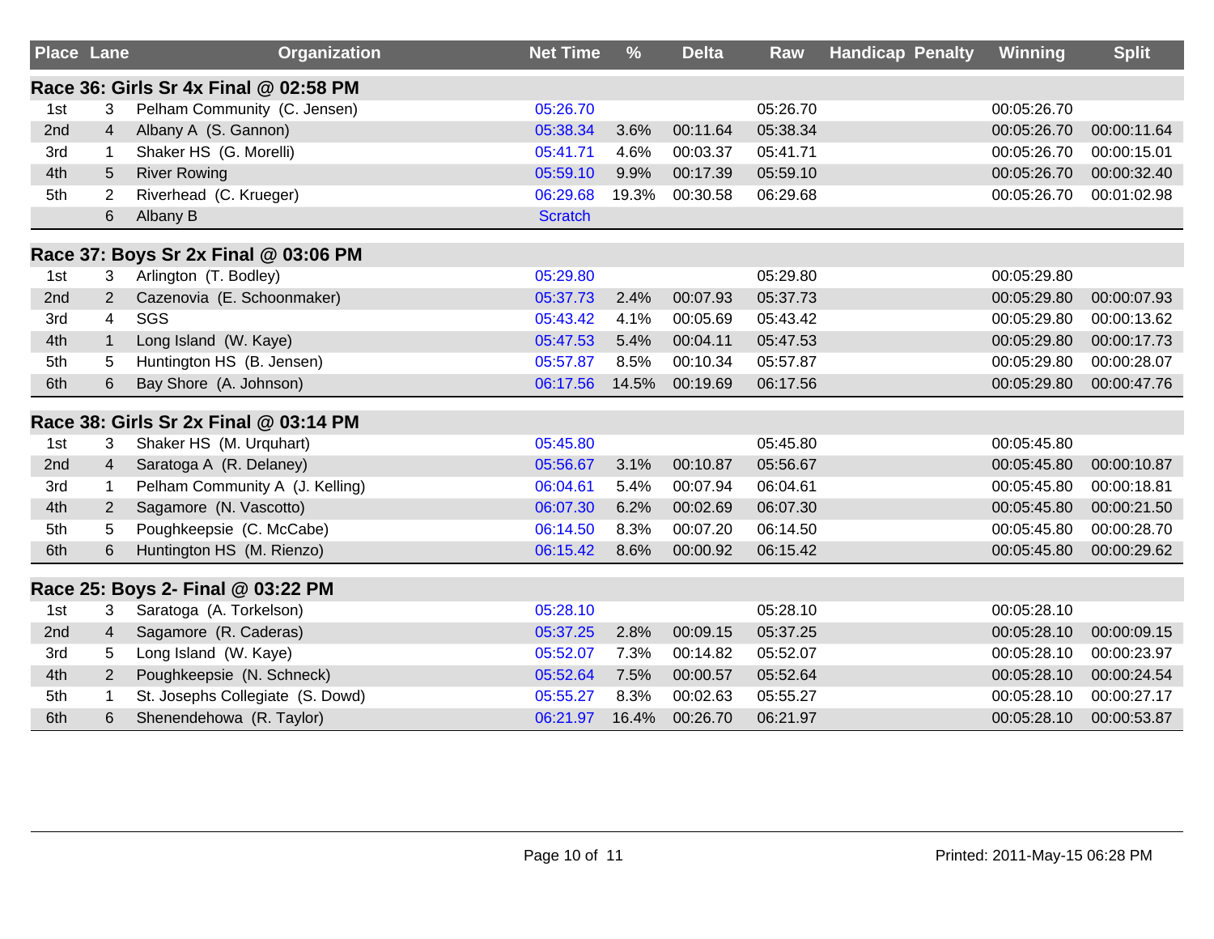| Place | Lane | Organization | Net Time | % | Delta | Raw | Handicap | Penalty | Winning | Split |
|---|---|---|---|---|---|---|---|---|---|---|
| **Race 36: Girls Sr 4x Final @ 02:58 PM** | | | | | | | | | | |
| 1st | 3 | Pelham Community (C. Jensen) | 05:26.70 | | | 05:26.70 | | | 00:05:26.70 | |
| 2nd | 4 | Albany A (S. Gannon) | 05:38.34 | 3.6% | 00:11.64 | 05:38.34 | | | 00:05:26.70 | 00:00:11.64 |
| 3rd | 1 | Shaker HS (G. Morelli) | 05:41.71 | 4.6% | 00:03.37 | 05:41.71 | | | 00:05:26.70 | 00:00:15.01 |
| 4th | 5 | River Rowing | 05:59.10 | 9.9% | 00:17.39 | 05:59.10 | | | 00:05:26.70 | 00:00:32.40 |
| 5th | 2 | Riverhead (C. Krueger) | 06:29.68 | 19.3% | 00:30.58 | 06:29.68 | | | 00:05:26.70 | 00:01:02.98 |
| | 6 | Albany B | Scratch | | | | | | | |
| **Race 37: Boys Sr 2x Final @ 03:06 PM** | | | | | | | | | | |
| 1st | 3 | Arlington (T. Bodley) | 05:29.80 | | | 05:29.80 | | | 00:05:29.80 | |
| 2nd | 2 | Cazenovia (E. Schoonmaker) | 05:37.73 | 2.4% | 00:07.93 | 05:37.73 | | | 00:05:29.80 | 00:00:07.93 |
| 3rd | 4 | SGS | 05:43.42 | 4.1% | 00:05.69 | 05:43.42 | | | 00:05:29.80 | 00:00:13.62 |
| 4th | 1 | Long Island (W. Kaye) | 05:47.53 | 5.4% | 00:04.11 | 05:47.53 | | | 00:05:29.80 | 00:00:17.73 |
| 5th | 5 | Huntington HS (B. Jensen) | 05:57.87 | 8.5% | 00:10.34 | 05:57.87 | | | 00:05:29.80 | 00:00:28.07 |
| 6th | 6 | Bay Shore (A. Johnson) | 06:17.56 | 14.5% | 00:19.69 | 06:17.56 | | | 00:05:29.80 | 00:00:47.76 |
| **Race 38: Girls Sr 2x Final @ 03:14 PM** | | | | | | | | | | |
| 1st | 3 | Shaker HS (M. Urquhart) | 05:45.80 | | | 05:45.80 | | | 00:05:45.80 | |
| 2nd | 4 | Saratoga A (R. Delaney) | 05:56.67 | 3.1% | 00:10.87 | 05:56.67 | | | 00:05:45.80 | 00:00:10.87 |
| 3rd | 1 | Pelham Community A (J. Kelling) | 06:04.61 | 5.4% | 00:07.94 | 06:04.61 | | | 00:05:45.80 | 00:00:18.81 |
| 4th | 2 | Sagamore (N. Vascotto) | 06:07.30 | 6.2% | 00:02.69 | 06:07.30 | | | 00:05:45.80 | 00:00:21.50 |
| 5th | 5 | Poughkeepsie (C. McCabe) | 06:14.50 | 8.3% | 00:07.20 | 06:14.50 | | | 00:05:45.80 | 00:00:28.70 |
| 6th | 6 | Huntington HS (M. Rienzo) | 06:15.42 | 8.6% | 00:00.92 | 06:15.42 | | | 00:05:45.80 | 00:00:29.62 |
| **Race 25: Boys 2- Final @ 03:22 PM** | | | | | | | | | | |
| 1st | 3 | Saratoga (A. Torkelson) | 05:28.10 | | | 05:28.10 | | | 00:05:28.10 | |
| 2nd | 4 | Sagamore (R. Caderas) | 05:37.25 | 2.8% | 00:09.15 | 05:37.25 | | | 00:05:28.10 | 00:00:09.15 |
| 3rd | 5 | Long Island (W. Kaye) | 05:52.07 | 7.3% | 00:14.82 | 05:52.07 | | | 00:05:28.10 | 00:00:23.97 |
| 4th | 2 | Poughkeepsie (N. Schneck) | 05:52.64 | 7.5% | 00:00.57 | 05:52.64 | | | 00:05:28.10 | 00:00:24.54 |
| 5th | 1 | St. Josephs Collegiate (S. Dowd) | 05:55.27 | 8.3% | 00:02.63 | 05:55.27 | | | 00:05:28.10 | 00:00:27.17 |
| 6th | 6 | Shenendehowa (R. Taylor) | 06:21.97 | 16.4% | 00:26.70 | 06:21.97 | | | 00:05:28.10 | 00:00:53.87 |

Printed: 2011-May-15 06:28 PM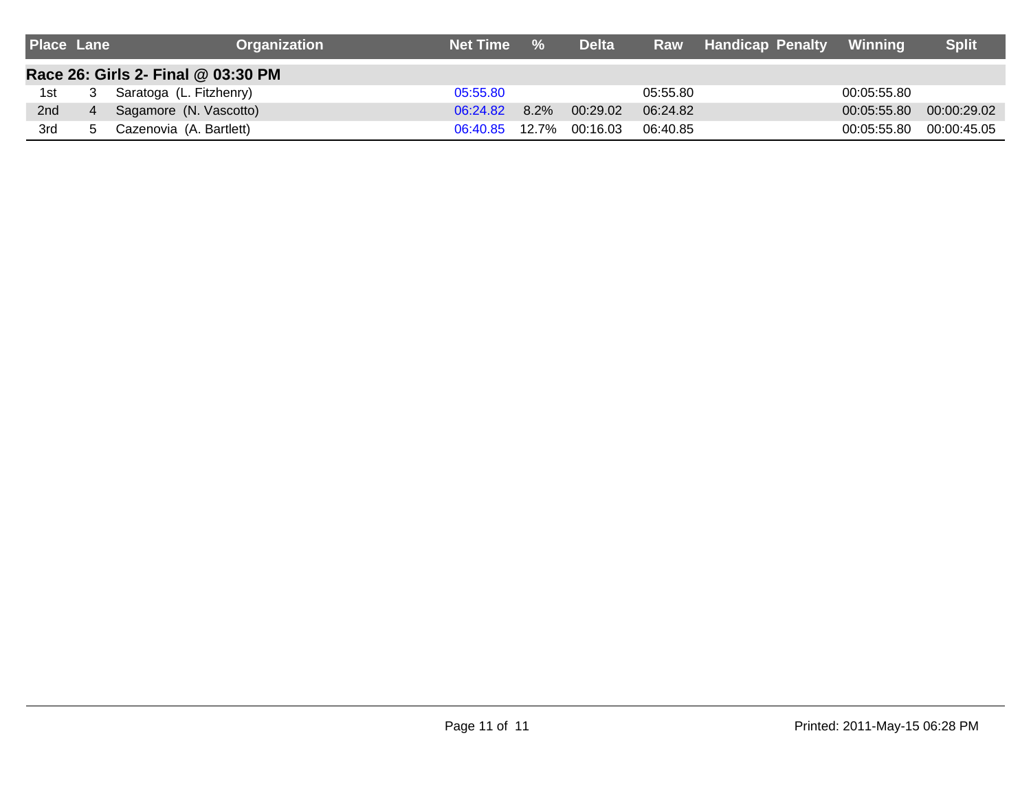| Place | Lane | Organization | Net Time | % | Delta | Raw | Handicap | Penalty | Winning | Split |
|---|---|---|---|---|---|---|---|---|---|---|
| **Race 26: Girls 2- Final @ 03:30 PM** | | | | | | | | | | |
| 1st | 3 | Saratoga (L. Fitzhenry) | 05:55.80 | | | 05:55.80 | | | 00:05:55.80 | |
| 2nd | 4 | Sagamore (N. Vascotto) | 06:24.82 | 8.2% | 00:29.02 | 06:24.82 | | | 00:05:55.80 | 00:00:29.02 |
| 3rd | 5 | Cazenovia (A. Bartlett) | 06:40.85 | 12.7% | 00:16.03 | 06:40.85 | | | 00:05:55.80 | 00:00:45.05 |

Printed: 2011-May-15 06:28 PM